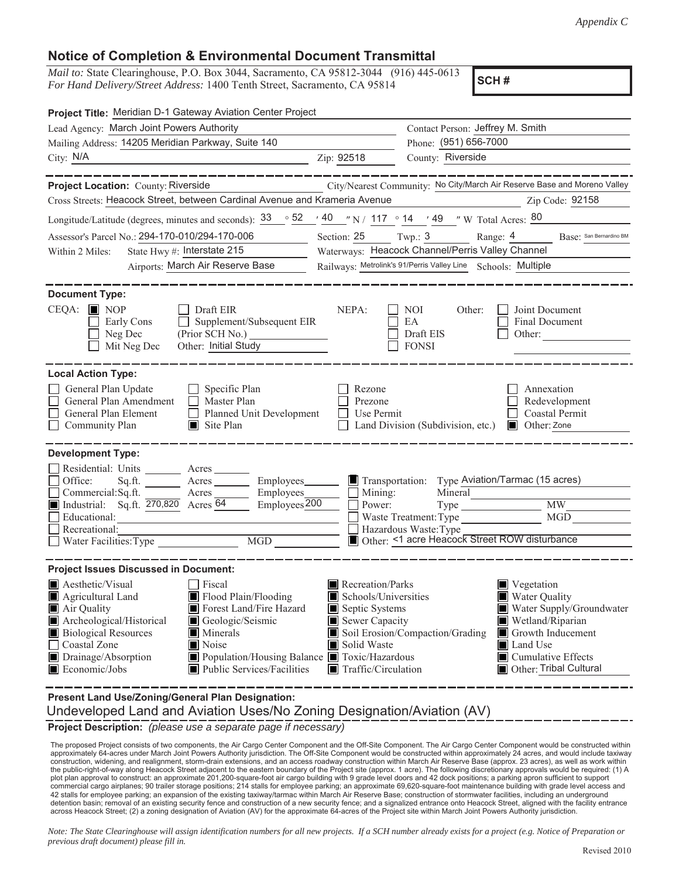*Appendix C*

## Notice of Completion & Environmental Document Transmittal

*Mail to:* State Clearinghouse, P.O. Box 3044, Sacramento, CA 95812-3044 (916) 445-0613
*For Hand Delivery/Street Address:* 1400 Tenth Street, Sacramento, CA 95814

**SCH #**

**Project Title:** Meridian D-1 Gateway Aviation Center Project

Lead Agency: March Joint Powers Authority
Contact Person: Jeffrey M. Smith
Mailing Address: 14205 Meridian Parkway, Suite 140
Phone: (951) 656-7000
City: N/A
Zip: 92518
County: Riverside

---

**Project Location:** County: Riverside
City/Nearest Community: No City/March Air Reserve Base and Moreno Valley
Cross Streets: Heacock Street, between Cardinal Avenue and Krameria Avenue
Zip Code: 92158
Longitude/Latitude (degrees, minutes and seconds): 33 ° 52 ′ 40 ″ N / 117 ° 14 ′ 49 ″ W Total Acres: 80
Assessor's Parcel No.: 294-170-010/294-170-006
Section: 25 Twp.: 3 Range: 4 Base: San Bernardino BM
Within 2 Miles: State Hwy #: Interstate 215
Waterways: Heacock Channel/Perris Valley Channel
Airports: March Air Reserve Base
Railways: Metrolink's 91/Perris Valley Line
Schools: Multiple

---

**Document Type:**

CEQA: ☒ NOP ☐ Early Cons ☐ Neg Dec ☐ Mit Neg Dec ☐ Draft EIR ☐ Supplement/Subsequent EIR (Prior SCH No.) ______ Other: Initial Study

NEPA: ☐ NOI ☐ EA ☐ Draft EIS ☐ FONSI

Other: ☐ Joint Document ☐ Final Document ☐ Other: ______

---

**Local Action Type:**

☐ General Plan Update ☐ General Plan Amendment ☐ General Plan Element ☐ Community Plan
☐ Specific Plan ☐ Master Plan ☐ Planned Unit Development ☒ Site Plan
☐ Rezone ☐ Prezone ☐ Use Permit ☐ Land Division (Subdivision, etc.)
☐ Annexation ☐ Redevelopment ☐ Coastal Permit ☒ Other: Zone

---

**Development Type:**

☐ Residential: Units ______ Acres ______
☐ Office: Sq.ft. ______ Acres ______ Employees ______
☐ Commercial: Sq.ft. ______ Acres ______ Employees ______
☒ Industrial: Sq.ft. 270,820 Acres 64 Employees 200
☐ Educational: ______
☐ Recreational: ______
☐ Water Facilities: Type ______ MGD ______
☒ Transportation: Type Aviation/Tarmac (15 acres)
☐ Mining: Mineral ______
☐ Power: Type ______ MW ______
☐ Waste Treatment: Type ______ MGD ______
☐ Hazardous Waste: Type ______
☒ Other: <1 acre Heacock Street ROW disturbance

---

**Project Issues Discussed in Document:**

☒ Aesthetic/Visual
☒ Agricultural Land
☒ Air Quality
☒ Archeological/Historical
☒ Biological Resources
☐ Coastal Zone
☒ Drainage/Absorption
☒ Economic/Jobs
☐ Fiscal
☒ Flood Plain/Flooding
☒ Forest Land/Fire Hazard
☒ Geologic/Seismic
☒ Minerals
☒ Noise
☒ Population/Housing Balance
☒ Public Services/Facilities
☒ Recreation/Parks
☒ Schools/Universities
☒ Septic Systems
☒ Sewer Capacity
☒ Soil Erosion/Compaction/Grading
☒ Solid Waste
☒ Toxic/Hazardous
☒ Traffic/Circulation
☒ Vegetation
☒ Water Quality
☒ Water Supply/Groundwater
☒ Wetland/Riparian
☒ Growth Inducement
☒ Land Use
☒ Cumulative Effects
☒ Other: Tribal Cultural

---

**Present Land Use/Zoning/General Plan Designation:**

Undeveloped Land and Aviation Uses/No Zoning Designation/Aviation (AV)

**Project Description:** *(please use a separate page if necessary)*

The proposed Project consists of two components, the Air Cargo Center Component and the Off-Site Component. The Air Cargo Center Component would be constructed within approximately 64-acres under March Joint Powers Authority jurisdiction. The Off-Site Component would be constructed within approximately 24 acres, and would include taxiway construction, widening, and realignment, storm-drain extensions, and an access roadway construction within March Air Reserve Base (approx. 23 acres), as well as work within the public-right-of-way along Heacock Street adjacent to the eastern boundary of the Project site (approx. 1 acre). The following discretionary approvals would be required: (1) A plot plan approval to construct: an approximate 201,200-square-foot air cargo building with 9 grade level doors and 42 dock positions; a parking apron sufficient to support commercial cargo airplanes; 90 trailer storage positions; 214 stalls for employee parking; an approximate 69,620-square-foot maintenance building with grade level access and 42 stalls for employee parking; an expansion of the existing taxiway/tarmac within March Air Reserve Base; construction of stormwater facilities, including an underground detention basin; removal of an existing security fence and construction of a new security fence; and a signalized entrance onto Heacock Street, aligned with the facility entrance across Heacock Street; (2) a zoning designation of Aviation (AV) for the approximate 64-acres of the Project site within March Joint Powers Authority jurisdiction.

*Note: The State Clearinghouse will assign identification numbers for all new projects. If a SCH number already exists for a project (e.g. Notice of Preparation or previous draft document) please fill in.*

Revised 2010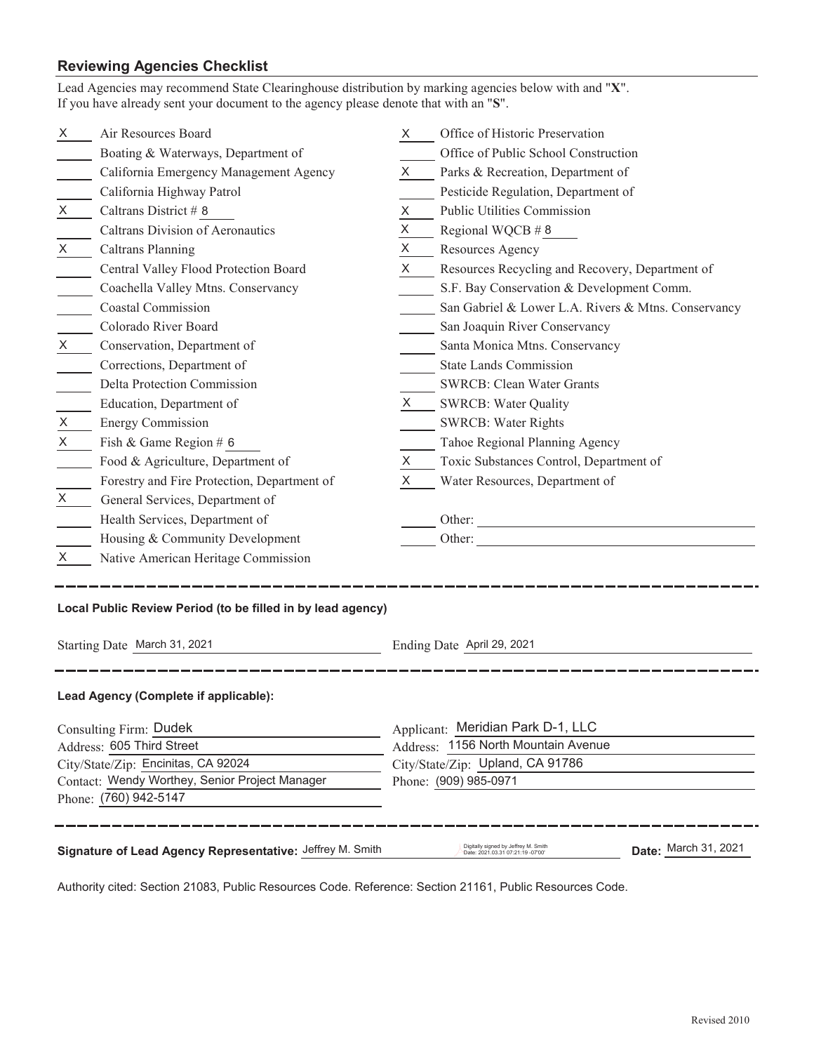## Reviewing Agencies Checklist

Lead Agencies may recommend State Clearinghouse distribution by marking agencies below with and "**X**".
If you have already sent your document to the agency please denote that with an "**S**".

| | | | |
|---|---|---|---|
| X | Air Resources Board | X | Office of Historic Preservation |
| | Boating & Waterways, Department of | | Office of Public School Construction |
| | California Emergency Management Agency | X | Parks & Recreation, Department of |
| | California Highway Patrol | | Pesticide Regulation, Department of |
| X | Caltrans District # 8 | X | Public Utilities Commission |
| | Caltrans Division of Aeronautics | X | Regional WQCB # 8 |
| X | Caltrans Planning | X | Resources Agency |
| | Central Valley Flood Protection Board | X | Resources Recycling and Recovery, Department of |
| | Coachella Valley Mtns. Conservancy | | S.F. Bay Conservation & Development Comm. |
| | Coastal Commission | | San Gabriel & Lower L.A. Rivers & Mtns. Conservancy |
| | Colorado River Board | | San Joaquin River Conservancy |
| X | Conservation, Department of | | Santa Monica Mtns. Conservancy |
| | Corrections, Department of | | State Lands Commission |
| | Delta Protection Commission | | SWRCB: Clean Water Grants |
| | Education, Department of | X | SWRCB: Water Quality |
| X | Energy Commission | | SWRCB: Water Rights |
| X | Fish & Game Region # 6 | | Tahoe Regional Planning Agency |
| | Food & Agriculture, Department of | X | Toxic Substances Control, Department of |
| | Forestry and Fire Protection, Department of | X | Water Resources, Department of |
| X | General Services, Department of | | |
| | Health Services, Department of | | Other: |
| | Housing & Community Development | | Other: |
| X | Native American Heritage Commission | | |

**Local Public Review Period (to be filled in by lead agency)**

Starting Date March 31, 2021

Ending Date April 29, 2021

**Lead Agency (Complete if applicable):**

Consulting Firm: Dudek
Address: 605 Third Street
City/State/Zip: Encinitas, CA 92024
Contact: Wendy Worthey, Senior Project Manager
Phone: (760) 942-5147

Applicant: Meridian Park D-1, LLC
Address: 1156 North Mountain Avenue
City/State/Zip: Upland, CA 91786
Phone: (909) 985-0971

**Signature of Lead Agency Representative:** Jeffrey M. Smith  Digitally signed by Jeffrey M. Smith Date: 2021.03.31 07:21:19 -07'00'  **Date:** March 31, 2021

Authority cited: Section 21083, Public Resources Code. Reference: Section 21161, Public Resources Code.

Revised 2010